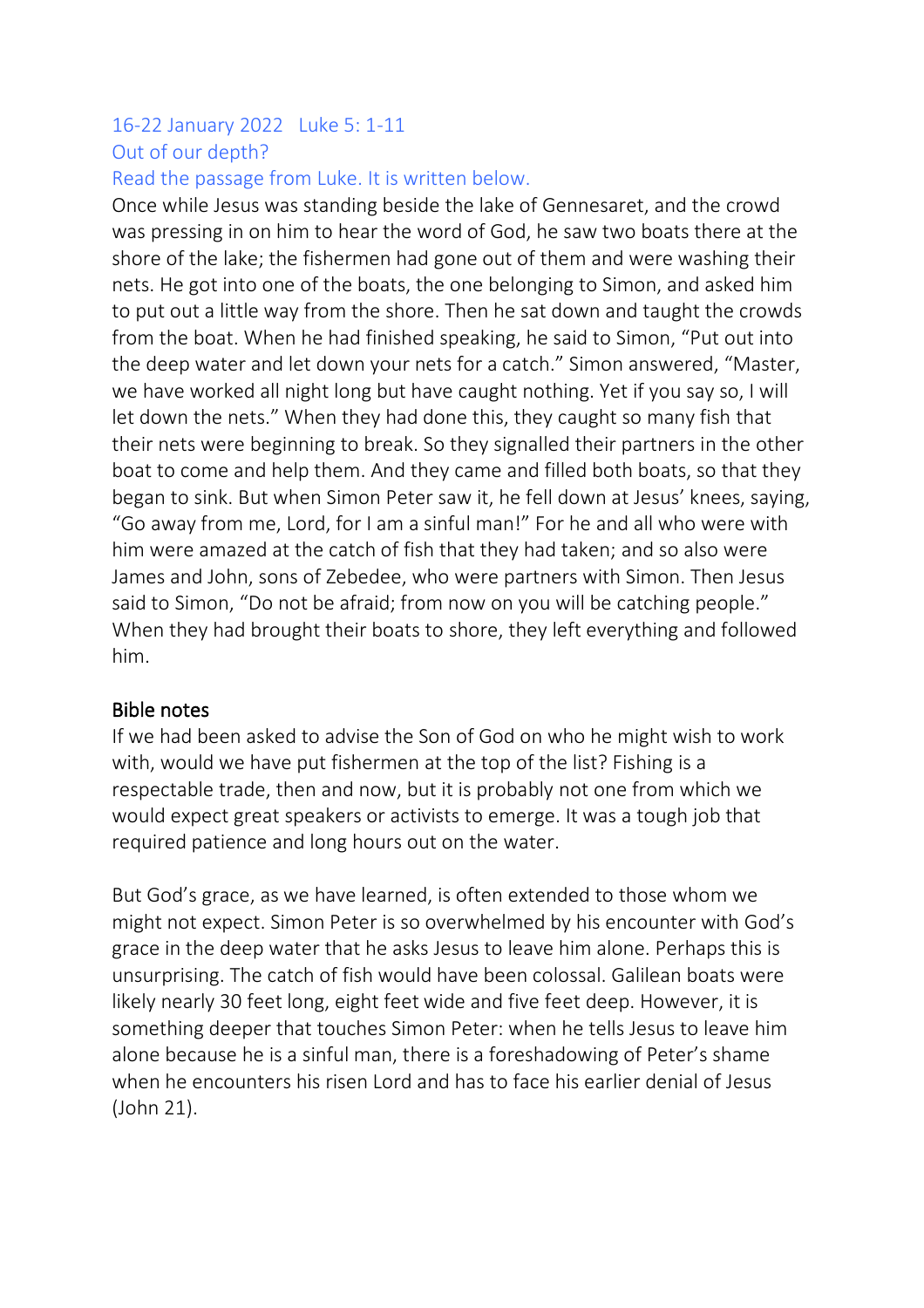16-22 January 2022 Luke 5: 1-11

Out of our depth?

Read the passage from Luke. It is written below.

Once while Jesus was standing beside the lake of Gennesaret, and the crowd was pressing in on him to hear the word of God, he saw two boats there at the shore of the lake; the fishermen had gone out of them and were washing their nets. He got into one of the boats, the one belonging to Simon, and asked him to put out a little way from the shore. Then he sat down and taught the crowds from the boat. When he had finished speaking, he said to Simon, "Put out into the deep water and let down your nets for a catch." Simon answered, "Master, we have worked all night long but have caught nothing. Yet if you say so, I will let down the nets." When they had done this, they caught so many fish that their nets were beginning to break. So they signalled their partners in the other boat to come and help them. And they came and filled both boats, so that they began to sink. But when Simon Peter saw it, he fell down at Jesus' knees, saying, "Go away from me, Lord, for I am a sinful man!" For he and all who were with him were amazed at the catch of fish that they had taken; and so also were James and John, sons of Zebedee, who were partners with Simon. Then Jesus said to Simon, "Do not be afraid; from now on you will be catching people." When they had brought their boats to shore, they left everything and followed him.

## Bible notes

If we had been asked to advise the Son of God on who he might wish to work with, would we have put fishermen at the top of the list? Fishing is a respectable trade, then and now, but it is probably not one from which we would expect great speakers or activists to emerge. It was a tough job that required patience and long hours out on the water.

But God's grace, as we have learned, is often extended to those whom we might not expect. Simon Peter is so overwhelmed by his encounter with God's grace in the deep water that he asks Jesus to leave him alone. Perhaps this is unsurprising. The catch of fish would have been colossal. Galilean boats were likely nearly 30 feet long, eight feet wide and five feet deep. However, it is something deeper that touches Simon Peter: when he tells Jesus to leave him alone because he is a sinful man, there is a foreshadowing of Peter's shame when he encounters his risen Lord and has to face his earlier denial of Jesus (John 21).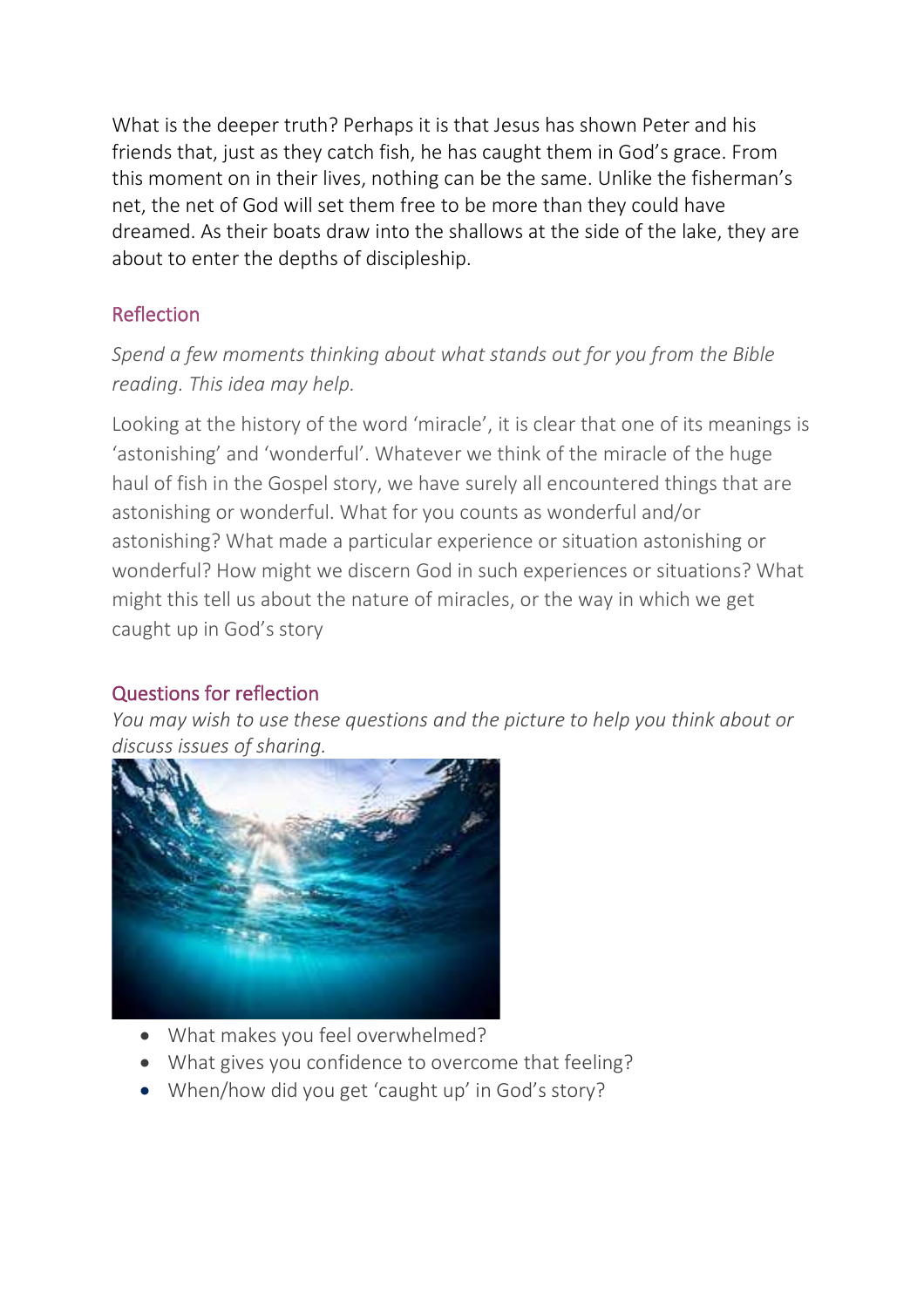What is the deeper truth? Perhaps it is that Jesus has shown Peter and his friends that, just as they catch fish, he has caught them in God's grace. From this moment on in their lives, nothing can be the same. Unlike the fisherman's net, the net of God will set them free to be more than they could have dreamed. As their boats draw into the shallows at the side of the lake, they are about to enter the depths of discipleship.

## Reflection

*Spend a few moments thinking about what stands out for you from the Bible reading. This idea may help.*

Looking at the history of the word 'miracle', it is clear that one of its meanings is 'astonishing' and 'wonderful'. Whatever we think of the miracle of the huge haul of fish in the Gospel story, we have surely all encountered things that are astonishing or wonderful. What for you counts as wonderful and/or astonishing? What made a particular experience or situation astonishing or wonderful? How might we discern God in such experiences or situations? What might this tell us about the nature of miracles, or the way in which we get caught up in God's story

## Questions for reflection

*You may wish to use these questions and the picture to help you think about or discuss issues of sharing.*

- What makes you feel overwhelmed?
- What gives you confidence to overcome that feeling?
- When/how did you get 'caught up' in God's story?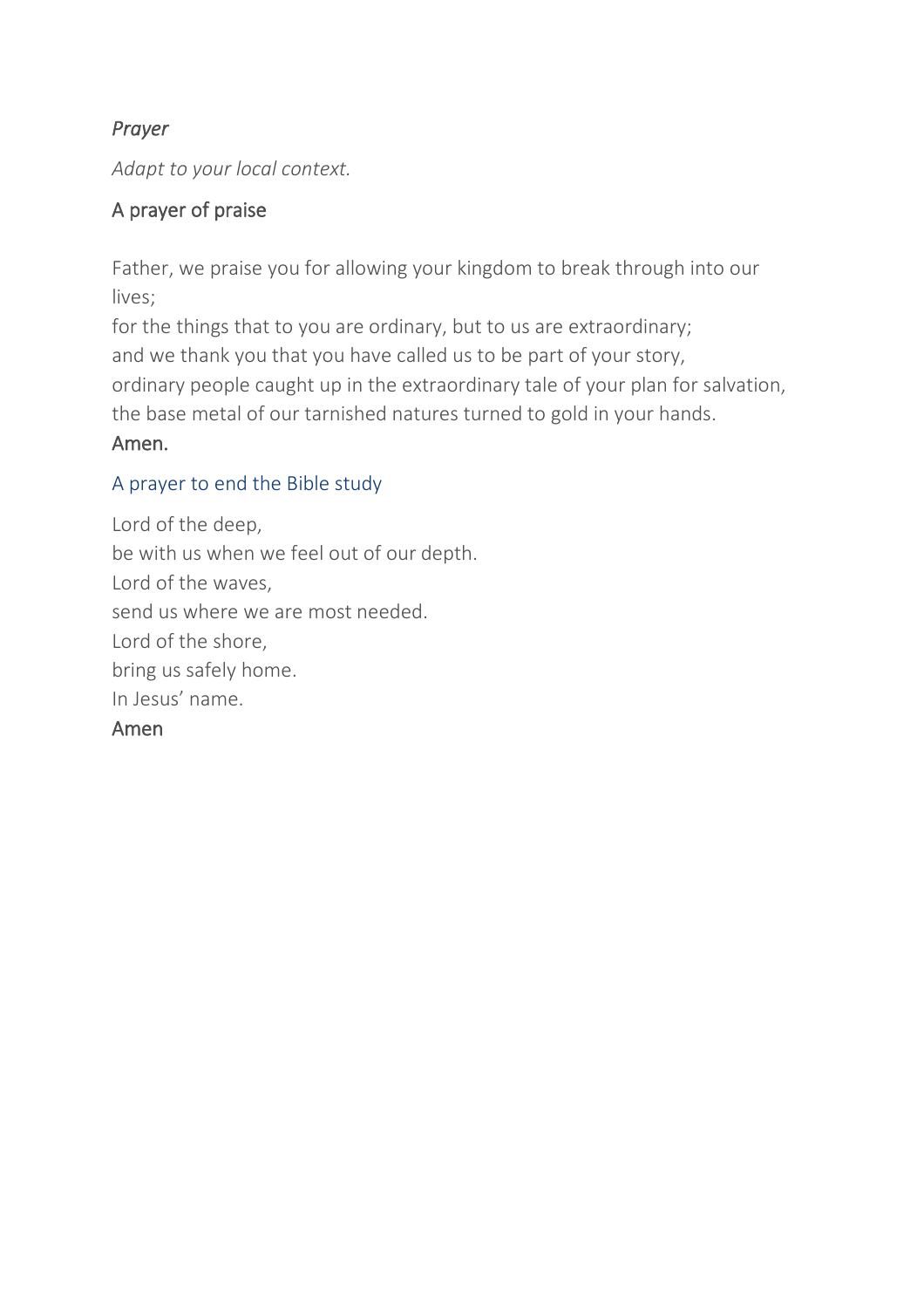*Prayer*

*Adapt to your local context.*

## A prayer of praise

Father, we praise you for allowing your kingdom to break through into our lives;
for the things that to you are ordinary, but to us are extraordinary;
and we thank you that you have called us to be part of your story,
ordinary people caught up in the extraordinary tale of your plan for salvation,
the base metal of our tarnished natures turned to gold in your hands.
**Amen.**

## A prayer to end the Bible study

Lord of the deep,
be with us when we feel out of our depth.
Lord of the waves,
send us where we are most needed.
Lord of the shore,
bring us safely home.
In Jesus' name.
**Amen**